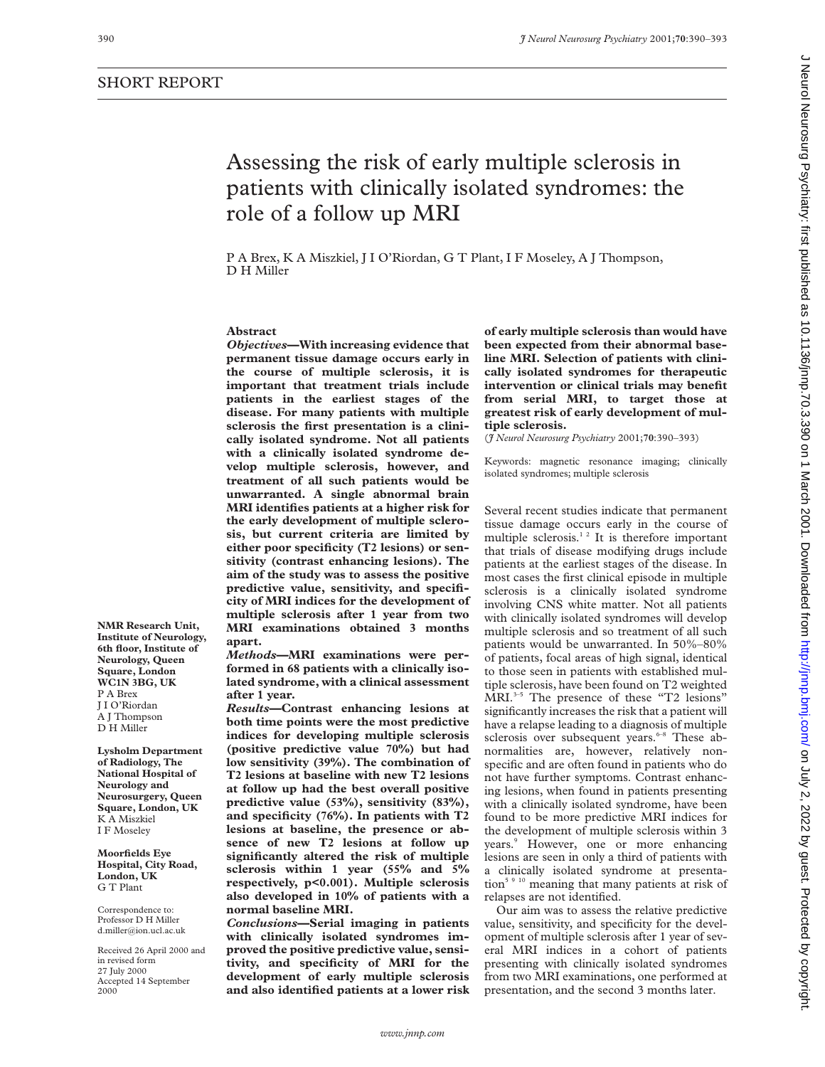SHORT REPORT

# Assessing the risk of early multiple sclerosis in patients with clinically isolated syndromes: the role of a follow up MRI

P A Brex, K A Miszkiel, J I O'Riordan, G T Plant, I F Moseley, A J Thompson, D H Miller

NMR Research Unit, Institute of Neurology, 6th floor, Institute of Neurology, Queen Square, London WC1N 3BG, UK
P A Brex
J I O'Riordan
A J Thompson
D H Miller

Lysholm Department of Radiology, The National Hospital of Neurology and Neurosurgery, Queen Square, London, UK
K A Miszkiel
I F Moseley

Moorfields Eye Hospital, City Road, London, UK
G T Plant

Correspondence to: Professor D H Miller d.miller@ion.ucl.ac.uk

Received 26 April 2000 and in revised form 27 July 2000
Accepted 14 September 2000

## Abstract

***Objectives*—With increasing evidence that permanent tissue damage occurs early in the course of multiple sclerosis, it is important that treatment trials include patients in the earliest stages of the disease. For many patients with multiple sclerosis the first presentation is a clinically isolated syndrome. Not all patients with a clinically isolated syndrome develop multiple sclerosis, however, and treatment of all such patients would be unwarranted. A single abnormal brain MRI identifies patients at a higher risk for the early development of multiple sclerosis, but current criteria are limited by either poor specificity (T2 lesions) or sensitivity (contrast enhancing lesions). The aim of the study was to assess the positive predictive value, sensitivity, and specificity of MRI indices for the development of multiple sclerosis after 1 year from two MRI examinations obtained 3 months apart.**

***Methods*—MRI examinations were performed in 68 patients with a clinically isolated syndrome, with a clinical assessment after 1 year.**

***Results*—Contrast enhancing lesions at both time points were the most predictive indices for developing multiple sclerosis (positive predictive value 70%) but had low sensitivity (39%). The combination of T2 lesions at baseline with new T2 lesions at follow up had the best overall positive predictive value (53%), sensitivity (83%), and specificity (76%). In patients with T2 lesions at baseline, the presence or absence of new T2 lesions at follow up significantly altered the risk of multiple sclerosis within 1 year (55% and 5% respectively, $p<0.001$). Multiple sclerosis also developed in 10% of patients with a normal baseline MRI.**

***Conclusions*—Serial imaging in patients with clinically isolated syndromes improved the positive predictive value, sensitivity, and specificity of MRI for the development of early multiple sclerosis and also identified patients at a lower risk of early multiple sclerosis than would have been expected from their abnormal baseline MRI. Selection of patients with clinically isolated syndromes for therapeutic intervention or clinical trials may benefit from serial MRI, to target those at greatest risk of early development of multiple sclerosis.**

(*J Neurol Neurosurg Psychiatry* 2001;**70**:390–393)

Keywords: magnetic resonance imaging; clinically isolated syndromes; multiple sclerosis

Several recent studies indicate that permanent tissue damage occurs early in the course of multiple sclerosis.[1 2] It is therefore important that trials of disease modifying drugs include patients at the earliest stages of the disease. In most cases the first clinical episode in multiple sclerosis is a clinically isolated syndrome involving CNS white matter. Not all patients with clinically isolated syndromes will develop multiple sclerosis and so treatment of all such patients would be unwarranted. In 50%–80% of patients, focal areas of high signal, identical to those seen in patients with established multiple sclerosis, have been found on T2 weighted MRI.[3-5] The presence of these "T2 lesions" significantly increases the risk that a patient will have a relapse leading to a diagnosis of multiple sclerosis over subsequent years.[6-8] These abnormalities are, however, relatively non-specific and are often found in patients who do not have further symptoms. Contrast enhancing lesions, when found in patients presenting with a clinically isolated syndrome, have been found to be more predictive MRI indices for the development of multiple sclerosis within 3 years.[9] However, one or more enhancing lesions are seen in only a third of patients with a clinically isolated syndrome at presentation[5 9 10] meaning that many patients at risk of relapses are not identified.

Our aim was to assess the relative predictive value, sensitivity, and specificity for the development of multiple sclerosis after 1 year of several MRI indices in a cohort of patients presenting with clinically isolated syndromes from two MRI examinations, one performed at presentation, and the second 3 months later.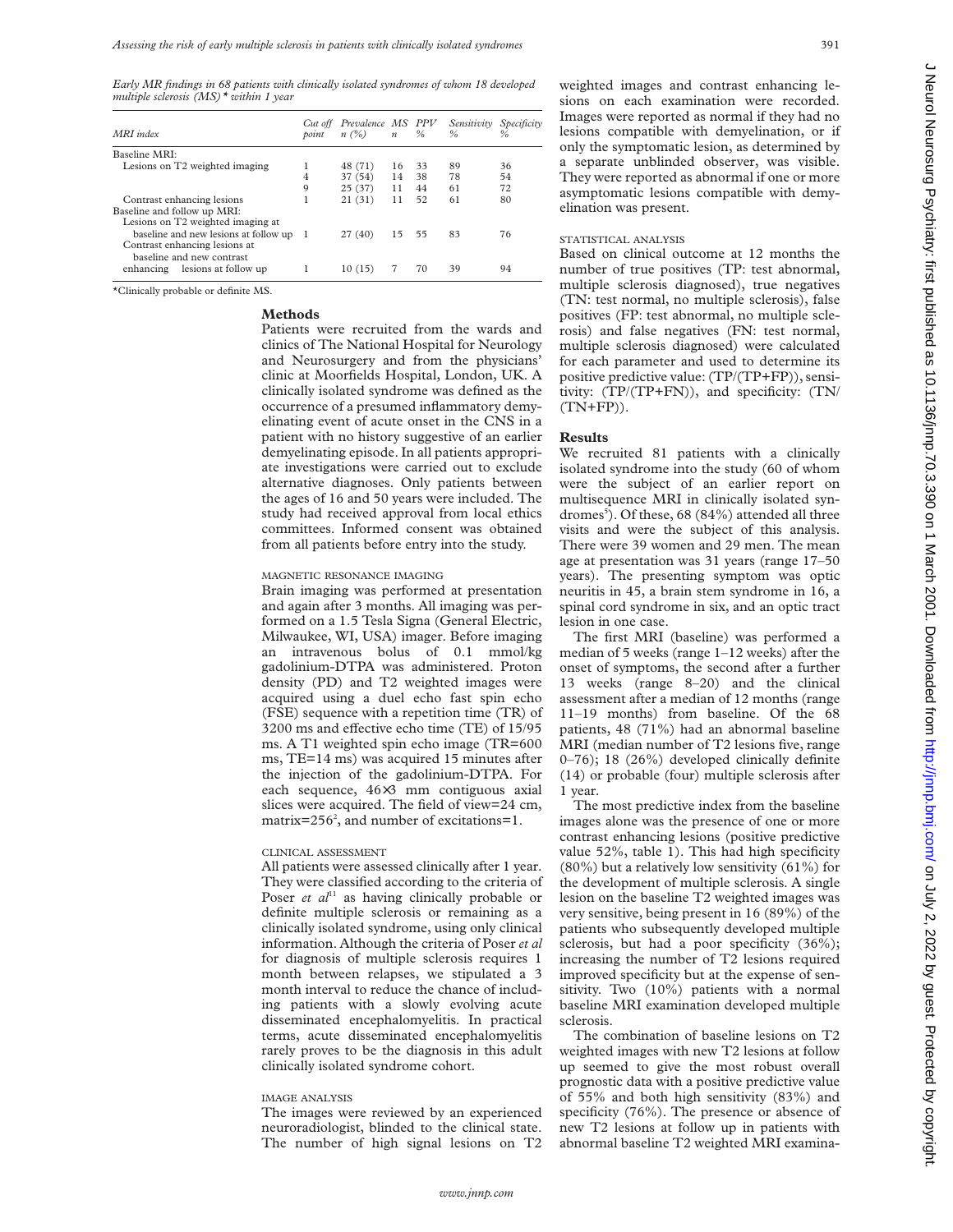*Early MR findings in 68 patients with clinically isolated syndromes of whom 18 developed multiple sclerosis (MS)\* within 1 year*

| MRI index | Cut off point | Prevalence n (%) | MS n | PPV % | Sensitivity % | Specificity % |
|---|---|---|---|---|---|---|
| Baseline MRI: | | | | | | |
| Lesions on T2 weighted imaging | 1 | 48 (71) | 16 | 33 | 89 | 36 |
| | 4 | 37 (54) | 14 | 38 | 78 | 54 |
| | 9 | 25 (37) | 11 | 44 | 61 | 72 |
| Contrast enhancing lesions | 1 | 21 (31) | 11 | 52 | 61 | 80 |
| Baseline and follow up MRI: | | | | | | |
| Lesions on T2 weighted imaging at baseline and new lesions at follow up | 1 | 27 (40) | 15 | 55 | 83 | 76 |
| Contrast enhancing lesions at baseline and new contrast enhancing lesions at follow up | 1 | 10 (15) | 7 | 70 | 39 | 94 |

\*Clinically probable or definite MS.

## Methods

Patients were recruited from the wards and clinics of The National Hospital for Neurology and Neurosurgery and from the physicians' clinic at Moorfields Hospital, London, UK. A clinically isolated syndrome was defined as the occurrence of a presumed inflammatory demyelinating event of acute onset in the CNS in a patient with no history suggestive of an earlier demyelinating episode. In all patients appropriate investigations were carried out to exclude alternative diagnoses. Only patients between the ages of 16 and 50 years were included. The study had received approval from local ethics committees. Informed consent was obtained from all patients before entry into the study.

### MAGNETIC RESONANCE IMAGING

Brain imaging was performed at presentation and again after 3 months. All imaging was performed on a 1.5 Tesla Signa (General Electric, Milwaukee, WI, USA) imager. Before imaging an intravenous bolus of 0.1 mmol/kg gadolinium-DTPA was administered. Proton density (PD) and T2 weighted images were acquired using a duel echo fast spin echo (FSE) sequence with a repetition time (TR) of 3200 ms and effective echo time (TE) of 15/95 ms. A T1 weighted spin echo image (TR=600 ms, TE=14 ms) was acquired 15 minutes after the injection of the gadolinium-DTPA. For each sequence, 46×3 mm contiguous axial slices were acquired. The field of view=24 cm, matrix=$256^2$, and number of excitations=1.

### CLINICAL ASSESSMENT

All patients were assessed clinically after 1 year. They were classified according to the criteria of Poser *et al*[11] as having clinically probable or definite multiple sclerosis or remaining as a clinically isolated syndrome, using only clinical information. Although the criteria of Poser *et al* for diagnosis of multiple sclerosis requires 1 month between relapses, we stipulated a 3 month interval to reduce the chance of including patients with a slowly evolving acute disseminated encephalomyelitis. In practical terms, acute disseminated encephalomyelitis rarely proves to be the diagnosis in this adult clinically isolated syndrome cohort.

### IMAGE ANALYSIS

The images were reviewed by an experienced neuroradiologist, blinded to the clinical state. The number of high signal lesions on T2 weighted images and contrast enhancing lesions on each examination were recorded. Images were reported as normal if they had no lesions compatible with demyelination, or if only the symptomatic lesion, as determined by a separate unblinded observer, was visible. They were reported as abnormal if one or more asymptomatic lesions compatible with demyelination was present.

### STATISTICAL ANALYSIS

Based on clinical outcome at 12 months the number of true positives (TP: test abnormal, multiple sclerosis diagnosed), true negatives (TN: test normal, no multiple sclerosis), false positives (FP: test abnormal, no multiple sclerosis) and false negatives (FN: test normal, multiple sclerosis diagnosed) were calculated for each parameter and used to determine its positive predictive value: (TP/(TP+FP)), sensitivity: (TP/(TP+FN)), and specificity: (TN/(TN+FP)).

## Results

We recruited 81 patients with a clinically isolated syndrome into the study (60 of whom were the subject of an earlier report on multisequence MRI in clinically isolated syndromes[5]). Of these, 68 (84%) attended all three visits and were the subject of this analysis. There were 39 women and 29 men. The mean age at presentation was 31 years (range 17–50 years). The presenting symptom was optic neuritis in 45, a brain stem syndrome in 16, a spinal cord syndrome in six, and an optic tract lesion in one case.

The first MRI (baseline) was performed a median of 5 weeks (range 1–12 weeks) after the onset of symptoms, the second after a further 13 weeks (range 8–20) and the clinical assessment after a median of 12 months (range 11–19 months) from baseline. Of the 68 patients, 48 (71%) had an abnormal baseline MRI (median number of T2 lesions five, range 0–76); 18 (26%) developed clinically definite (14) or probable (four) multiple sclerosis after 1 year.

The most predictive index from the baseline images alone was the presence of one or more contrast enhancing lesions (positive predictive value 52%, table 1). This had high specificity (80%) but a relatively low sensitivity (61%) for the development of multiple sclerosis. A single lesion on the baseline T2 weighted images was very sensitive, being present in 16 (89%) of the patients who subsequently developed multiple sclerosis, but had a poor specificity (36%); increasing the number of T2 lesions required improved specificity but at the expense of sensitivity. Two (10%) patients with a normal baseline MRI examination developed multiple sclerosis.

The combination of baseline lesions on T2 weighted images with new T2 lesions at follow up seemed to give the most robust overall prognostic data with a positive predictive value of 55% and both high sensitivity (83%) and specificity (76%). The presence or absence of new T2 lesions at follow up in patients with abnormal baseline T2 weighted MRI examina-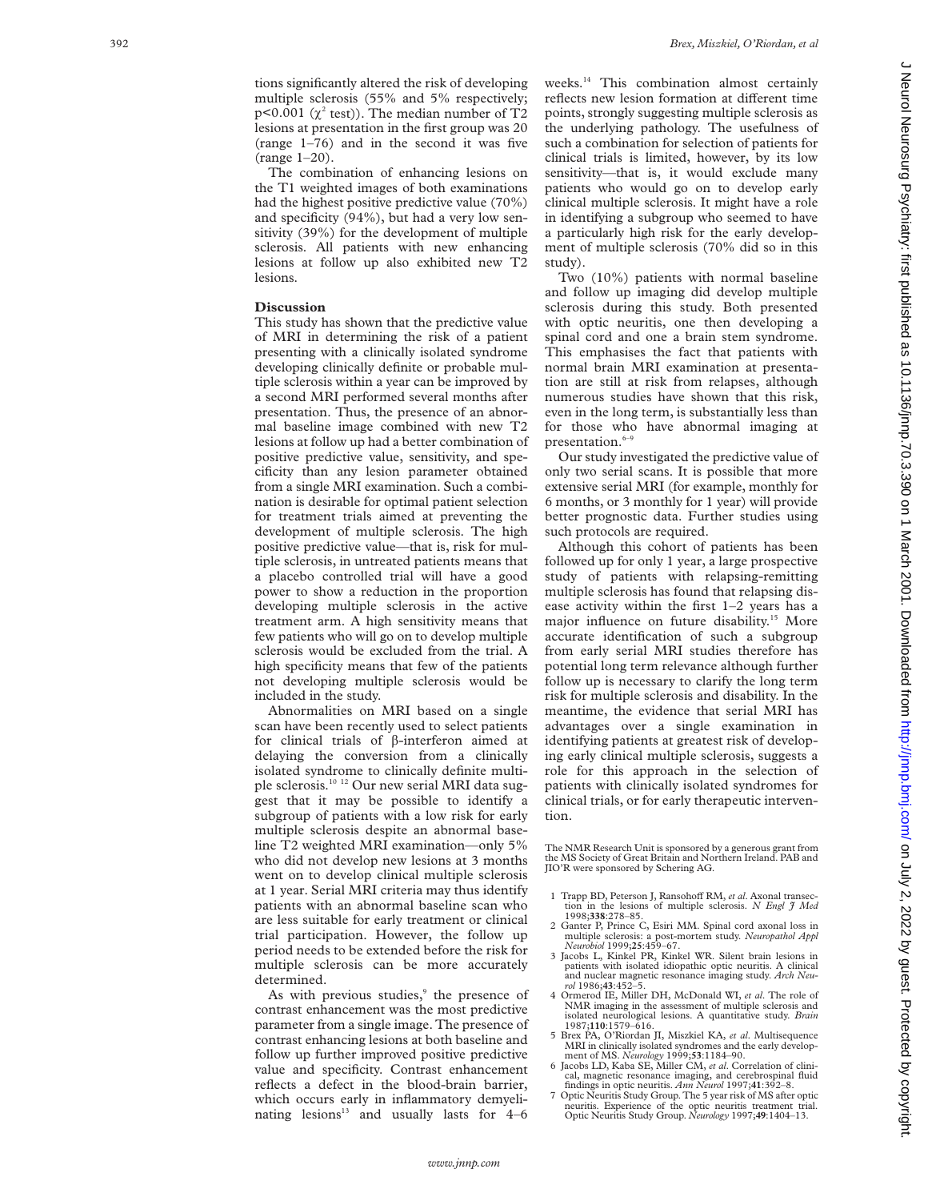tions significantly altered the risk of developing multiple sclerosis (55% and 5% respectively; $p<0.001$ ($\chi^2$ test)). The median number of T2 lesions at presentation in the first group was 20 (range 1–76) and in the second it was five (range 1–20).

The combination of enhancing lesions on the T1 weighted images of both examinations had the highest positive predictive value (70%) and specificity (94%), but had a very low sensitivity (39%) for the development of multiple sclerosis. All patients with new enhancing lesions at follow up also exhibited new T2 lesions.

## Discussion

This study has shown that the predictive value of MRI in determining the risk of a patient presenting with a clinically isolated syndrome developing clinically definite or probable multiple sclerosis within a year can be improved by a second MRI performed several months after presentation. Thus, the presence of an abnormal baseline image combined with new T2 lesions at follow up had a better combination of positive predictive value, sensitivity, and specificity than any lesion parameter obtained from a single MRI examination. Such a combination is desirable for optimal patient selection for treatment trials aimed at preventing the development of multiple sclerosis. The high positive predictive value—that is, risk for multiple sclerosis, in untreated patients means that a placebo controlled trial will have a good power to show a reduction in the proportion developing multiple sclerosis in the active treatment arm. A high sensitivity means that few patients who will go on to develop multiple sclerosis would be excluded from the trial. A high specificity means that few of the patients not developing multiple sclerosis would be included in the study.

Abnormalities on MRI based on a single scan have been recently used to select patients for clinical trials of β-interferon aimed at delaying the conversion from a clinically isolated syndrome to clinically definite multiple sclerosis.[10 12] Our new serial MRI data suggest that it may be possible to identify a subgroup of patients with a low risk for early multiple sclerosis despite an abnormal baseline T2 weighted MRI examination—only 5% who did not develop new lesions at 3 months went on to develop clinical multiple sclerosis at 1 year. Serial MRI criteria may thus identify patients with an abnormal baseline scan who are less suitable for early treatment or clinical trial participation. However, the follow up period needs to be extended before the risk for multiple sclerosis can be more accurately determined.

As with previous studies,[9] the presence of contrast enhancement was the most predictive parameter from a single image. The presence of contrast enhancing lesions at both baseline and follow up further improved positive predictive value and specificity. Contrast enhancement reflects a defect in the blood-brain barrier, which occurs early in inflammatory demyelinating lesions[13] and usually lasts for 4–6 weeks.[14] This combination almost certainly reflects new lesion formation at different time points, strongly suggesting multiple sclerosis as the underlying pathology. The usefulness of such a combination for selection of patients for clinical trials is limited, however, by its low sensitivity—that is, it would exclude many patients who would go on to develop early clinical multiple sclerosis. It might have a role in identifying a subgroup who seemed to have a particularly high risk for the early development of multiple sclerosis (70% did so in this study).

Two (10%) patients with normal baseline and follow up imaging did develop multiple sclerosis during this study. Both presented with optic neuritis, one then developing a spinal cord and one a brain stem syndrome. This emphasises the fact that patients with normal brain MRI examination at presentation are still at risk from relapses, although numerous studies have shown that this risk, even in the long term, is substantially less than for those who have abnormal imaging at presentation.[6–9]

Our study investigated the predictive value of only two serial scans. It is possible that more extensive serial MRI (for example, monthly for 6 months, or 3 monthly for 1 year) will provide better prognostic data. Further studies using such protocols are required.

Although this cohort of patients has been followed up for only 1 year, a large prospective study of patients with relapsing-remitting multiple sclerosis has found that relapsing disease activity within the first 1–2 years has a major influence on future disability.[15] More accurate identification of such a subgroup from early serial MRI studies therefore has potential long term relevance although further follow up is necessary to clarify the long term risk for multiple sclerosis and disability. In the meantime, the evidence that serial MRI has advantages over a single examination in identifying patients at greatest risk of developing early clinical multiple sclerosis, suggests a role for this approach in the selection of patients with clinically isolated syndromes for clinical trials, or for early therapeutic intervention.

The NMR Research Unit is sponsored by a generous grant from the MS Society of Great Britain and Northern Ireland. PAB and JIO'R were sponsored by Schering AG.

1. Trapp BD, Peterson J, Ransohoff RM, *et al*. Axonal transection in the lesions of multiple sclerosis. *N Engl J Med* 1998;**338**:278–85.
2. Ganter P, Prince C, Esiri MM. Spinal cord axonal loss in multiple sclerosis: a post-mortem study. *Neuropathol Appl Neurobiol* 1999;**25**:459–67.
3. Jacobs L, Kinkel PR, Kinkel WR. Silent brain lesions in patients with isolated idiopathic optic neuritis. A clinical and nuclear magnetic resonance imaging study. *Arch Neurol* 1986;**43**:452–5.
4. Ormerod IE, Miller DH, McDonald WI, *et al*. The role of NMR imaging in the assessment of multiple sclerosis and isolated neurological lesions. A quantitative study. *Brain* 1987;**110**:1579–616.
5. Brex PA, O'Riordan JI, Miszkiel KA, *et al*. Multisequence MRI in clinically isolated syndromes and the early development of MS. *Neurology* 1999;**53**:1184–90.
6. Jacobs LD, Kaba SE, Miller CM, *et al*. Correlation of clinical, magnetic resonance imaging, and cerebrospinal fluid findings in optic neuritis. *Ann Neurol* 1997;**41**:392–8.
7. Optic Neuritis Study Group. The 5 year risk of MS after optic neuritis. Experience of the optic neuritis treatment trial. Optic Neuritis Study Group. *Neurology* 1997;**49**:1404–13.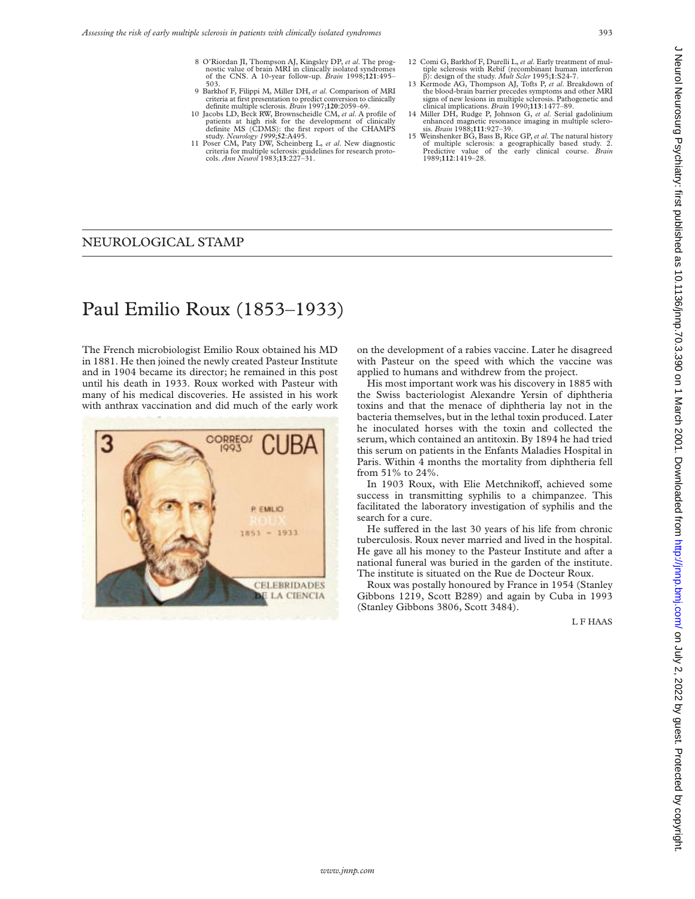8 O'Riordan JI, Thompson AJ, Kingsley DP, *et al*. The prognostic value of brain MRI in clinically isolated syndromes of the CNS. A 10-year follow-up. *Brain* 1998;**121**:495–503.

9 Barkhof F, Filippi M, Miller DH, *et al*. Comparison of MRI criteria at first presentation to predict conversion to clinically definite multiple sclerosis. *Brain* 1997;**120**:2059–69.

10 Jacobs LD, Beck RW, Brownscheidle CM, *et al*. A profile of patients at high risk for the development of clinically definite MS (CDMS): the first report of the CHAMPS study. *Neurology 1999*;**52**:A495.

11 Poser CM, Paty DW, Scheinberg L, *et al*. New diagnostic criteria for multiple sclerosis: guidelines for research protocols. *Ann Neurol* 1983;**13**:227–31.

12 Comi G, Barkhof F, Durelli L, *et al*. Early treatment of multiple sclerosis with Rebif (recombinant human interferon β): design of the study. *Mult Scler* 1995;**1**:S24-7.

13 Kermode AG, Thompson AJ, Tofts P, *et al*. Breakdown of the blood-brain barrier precedes symptoms and other MRI signs of new lesions in multiple sclerosis. Pathogenetic and clinical implications. *Brain* 1990;**113**:1477–89.

14 Miller DH, Rudge P, Johnson G, *et al*. Serial gadolinium enhanced magnetic resonance imaging in multiple sclerosis. *Brain* 1988;**111**:927–39.

15 Weinshenker BG, Bass B, Rice GP, *et al*. The natural history of multiple sclerosis: a geographically based study. 2. Predictive value of the early clinical course. *Brain* 1989;**112**:1419–28.

## NEUROLOGICAL STAMP

# Paul Emilio Roux (1853–1933)

The French microbiologist Emilio Roux obtained his MD in 1881. He then joined the newly created Pasteur Institute and in 1904 became its director; he remained in this post until his death in 1933. Roux worked with Pasteur with many of his medical discoveries. He assisted in his work with anthrax vaccination and did much of the early work on the development of a rabies vaccine. Later he disagreed with Pasteur on the speed with which the vaccine was applied to humans and withdrew from the project.

His most important work was his discovery in 1885 with the Swiss bacteriologist Alexandre Yersin of diphtheria toxins and that the menace of diphtheria lay not in the bacteria themselves, but in the lethal toxin produced. Later he inoculated horses with the toxin and collected the serum, which contained an antitoxin. By 1894 he had tried this serum on patients in the Enfants Maladies Hospital in Paris. Within 4 months the mortality from diphtheria fell from 51% to 24%.

In 1903 Roux, with Elie Metchnikoff, achieved some success in transmitting syphilis to a chimpanzee. This facilitated the laboratory investigation of syphilis and the search for a cure.

He suffered in the last 30 years of his life from chronic tuberculosis. Roux never married and lived in the hospital. He gave all his money to the Pasteur Institute and after a national funeral was buried in the garden of the institute. The institute is situated on the Rue de Docteur Roux.

Roux was postally honoured by France in 1954 (Stanley Gibbons 1219, Scott B289) and again by Cuba in 1993 (Stanley Gibbons 3806, Scott 3484).

L F HAAS